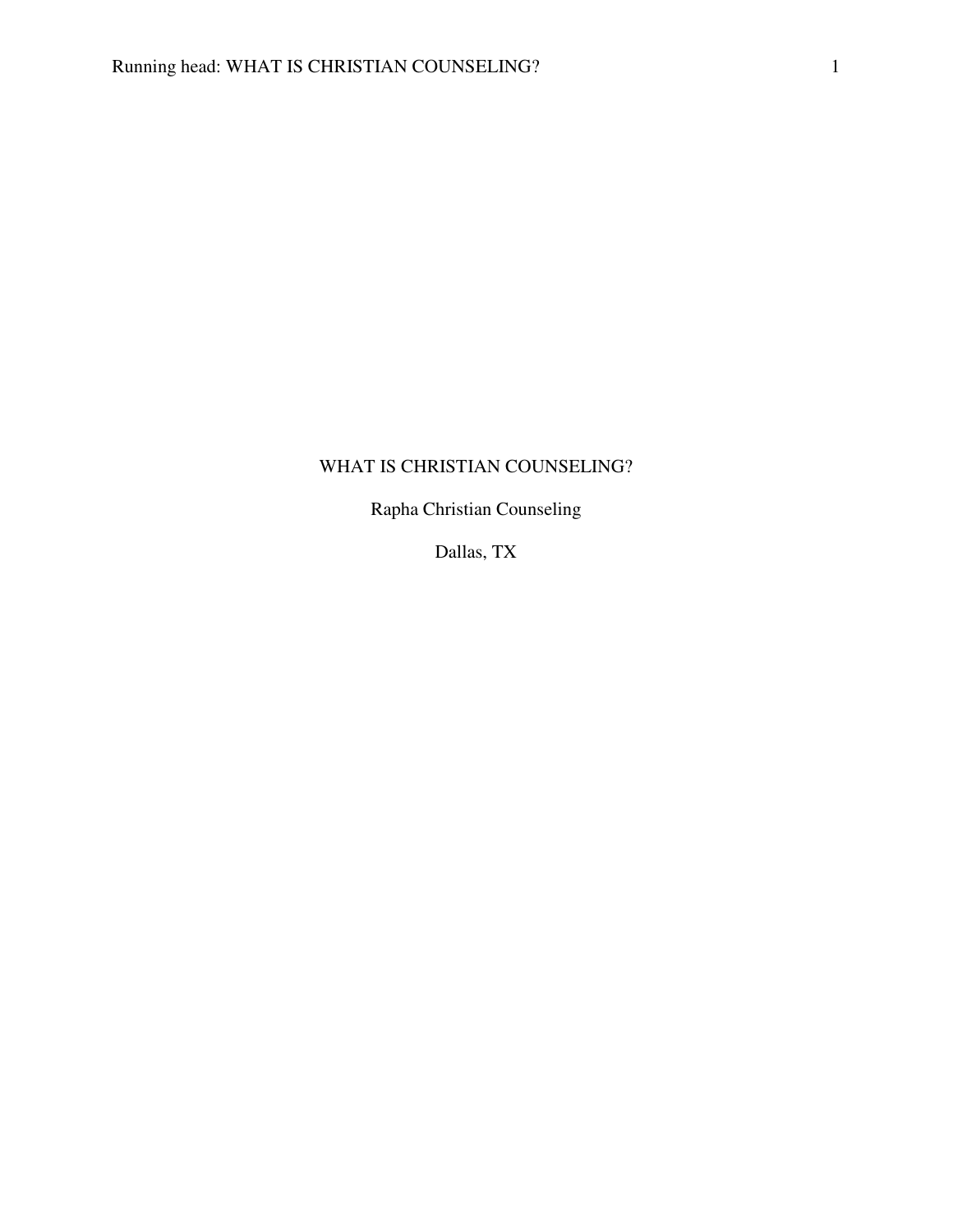# WHAT IS CHRISTIAN COUNSELING?

Rapha Christian Counseling

Dallas, TX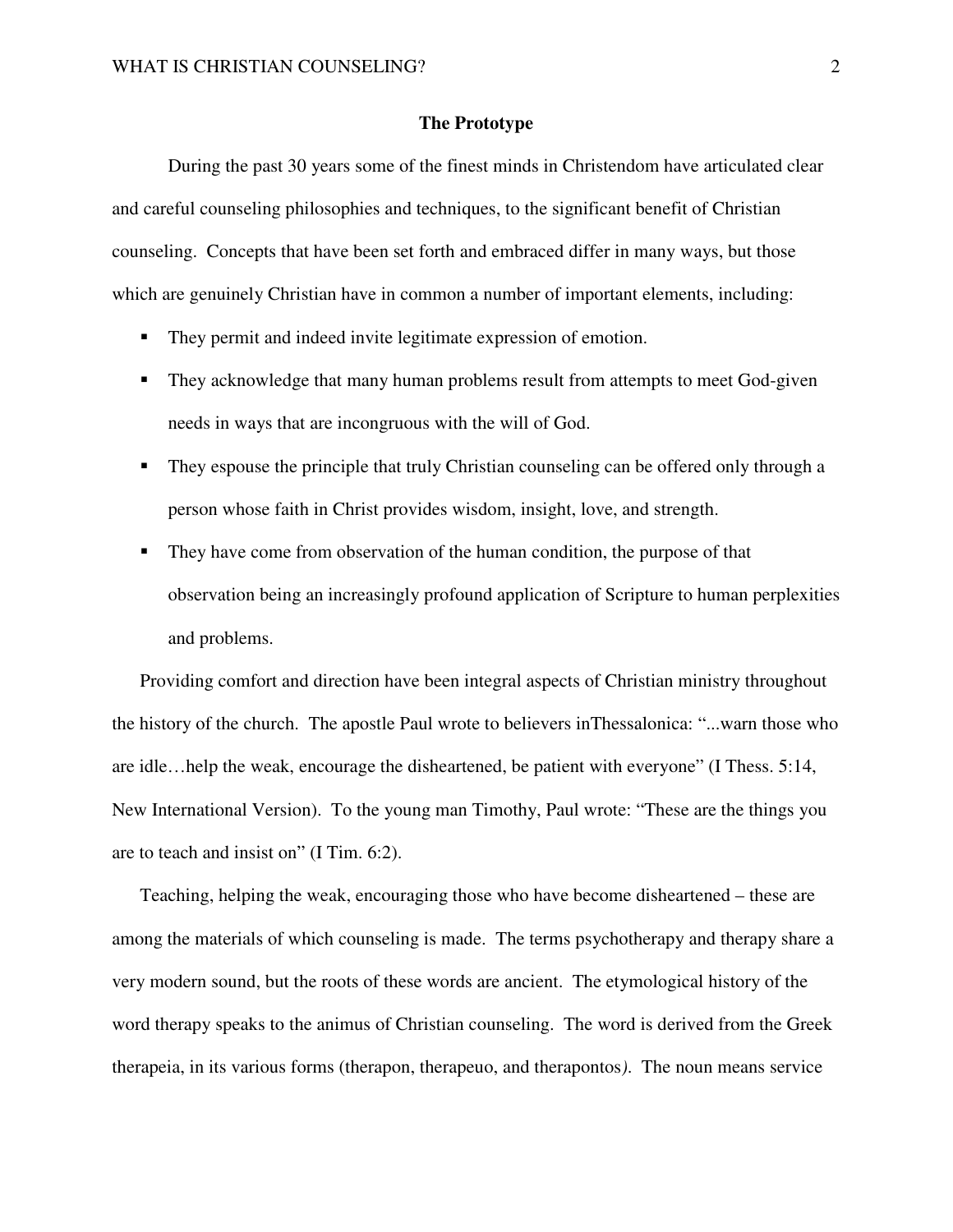## The Prototype

During the past 30 years some of the finest minds in Christendom have articulated clear and careful counseling philosophies and techniques, to the significant benefit of Christian counseling. Concepts that have been set forth and embraced differ in many ways, but those which are genuinely Christian have in common a number of important elements, including:

- They permit and indeed invite legitimate expression of emotion.
- They acknowledge that many human problems result from attempts to meet God-given needs in ways that are incongruous with the will of God.
- They espouse the principle that truly Christian counseling can be offered only through a person whose faith in Christ provides wisdom, insight, love, and strength.
- They have come from observation of the human condition, the purpose of that observation being an increasingly profound application of Scripture to human perplexities and problems.

Providing comfort and direction have been integral aspects of Christian ministry throughout the history of the church. The apostle Paul wrote to believers inThessalonica: "...warn those who are idle…help the weak, encourage the disheartened, be patient with everyone" (I Thess. 5:14, New International Version). To the young man Timothy, Paul wrote: "These are the things you are to teach and insist on" (I Tim. 6:2).

Teaching, helping the weak, encouraging those who have become disheartened – these are among the materials of which counseling is made. The terms psychotherapy and therapy share a very modern sound, but the roots of these words are ancient. The etymological history of the word therapy speaks to the animus of Christian counseling. The word is derived from the Greek therapeia, in its various forms (therapon, therapeuo, and therapontos*).* The noun means service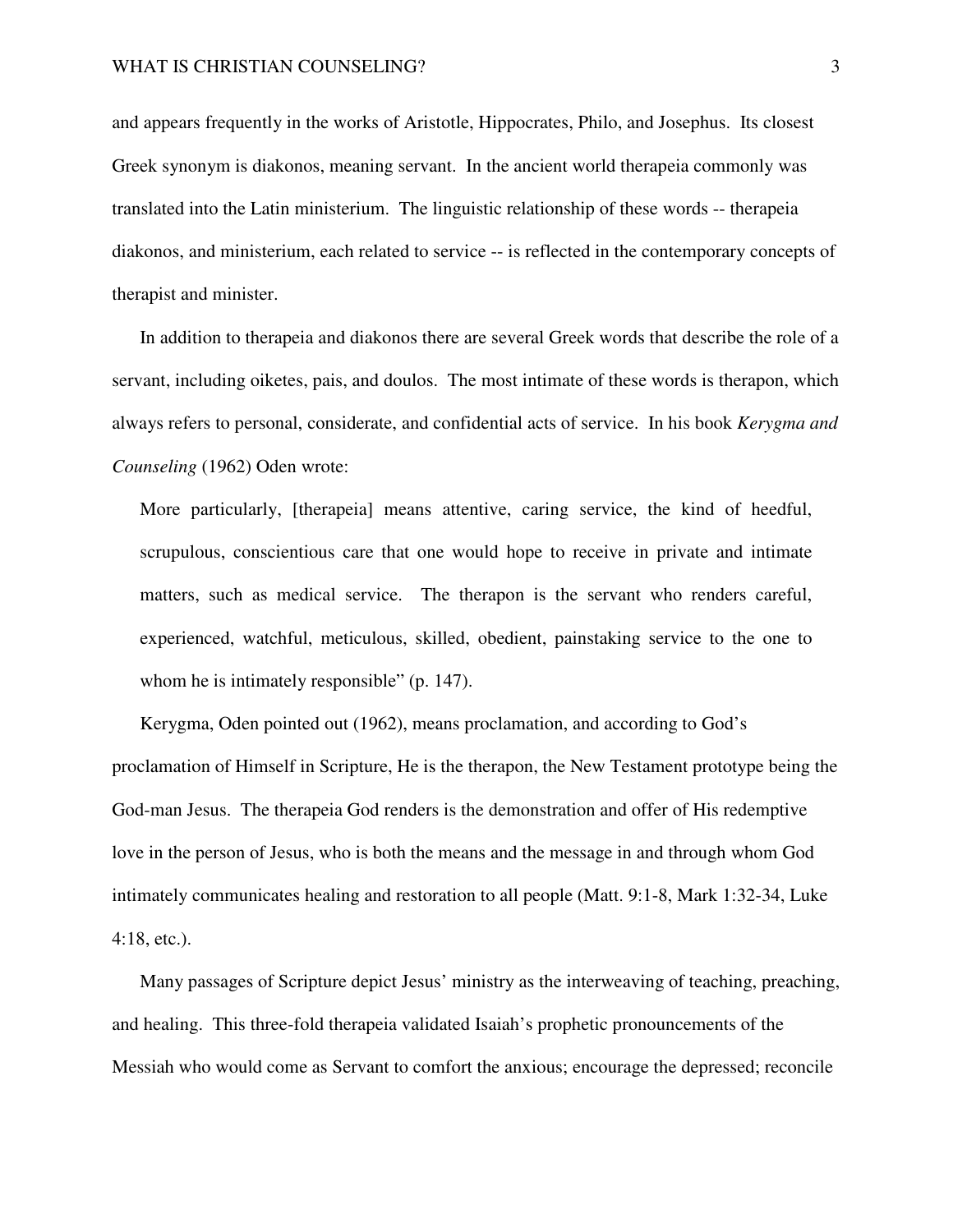and appears frequently in the works of Aristotle, Hippocrates, Philo, and Josephus. Its closest Greek synonym is diakonos, meaning servant. In the ancient world therapeia commonly was translated into the Latin ministerium. The linguistic relationship of these words -- therapeia diakonos, and ministerium, each related to service -- is reflected in the contemporary concepts of therapist and minister.

In addition to therapeia and diakonos there are several Greek words that describe the role of a servant, including oiketes, pais, and doulos. The most intimate of these words is therapon, which always refers to personal, considerate, and confidential acts of service. In his book *Kerygma and Counseling* (1962) Oden wrote:

> More particularly, [therapeia] means attentive, caring service, the kind of heedful, scrupulous, conscientious care that one would hope to receive in private and intimate matters, such as medical service. The therapon is the servant who renders careful, experienced, watchful, meticulous, skilled, obedient, painstaking service to the one to whom he is intimately responsible" (p. 147).

Kerygma, Oden pointed out (1962), means proclamation, and according to God's proclamation of Himself in Scripture, He is the therapon, the New Testament prototype being the God-man Jesus. The therapeia God renders is the demonstration and offer of His redemptive love in the person of Jesus, who is both the means and the message in and through whom God intimately communicates healing and restoration to all people (Matt. 9:1-8, Mark 1:32-34, Luke 4:18, etc.).

Many passages of Scripture depict Jesus' ministry as the interweaving of teaching, preaching, and healing. This three-fold therapeia validated Isaiah's prophetic pronouncements of the Messiah who would come as Servant to comfort the anxious; encourage the depressed; reconcile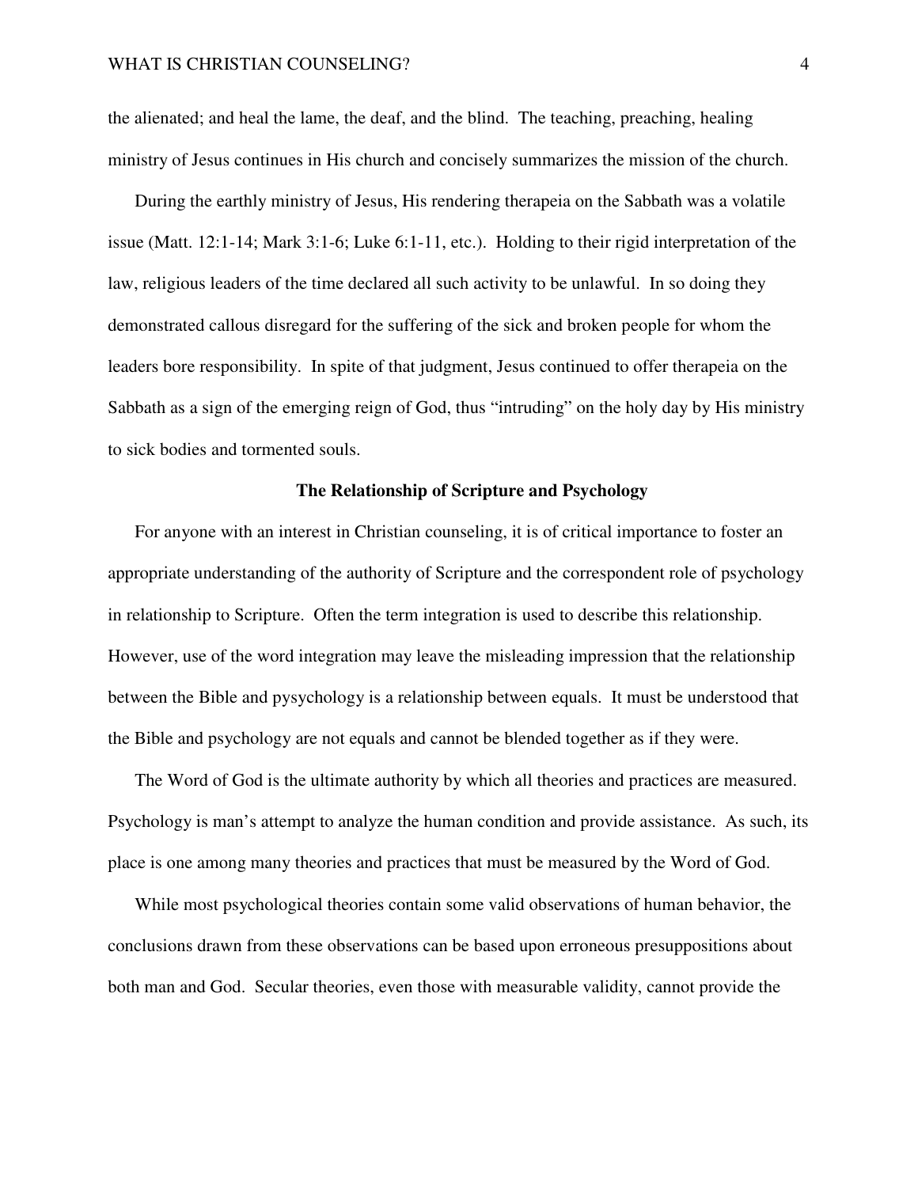the alienated; and heal the lame, the deaf, and the blind. The teaching, preaching, healing ministry of Jesus continues in His church and concisely summarizes the mission of the church.

During the earthly ministry of Jesus, His rendering therapeia on the Sabbath was a volatile issue (Matt. 12:1-14; Mark 3:1-6; Luke 6:1-11, etc.). Holding to their rigid interpretation of the law, religious leaders of the time declared all such activity to be unlawful. In so doing they demonstrated callous disregard for the suffering of the sick and broken people for whom the leaders bore responsibility. In spite of that judgment, Jesus continued to offer therapeia on the Sabbath as a sign of the emerging reign of God, thus "intruding" on the holy day by His ministry to sick bodies and tormented souls.

## The Relationship of Scripture and Psychology

For anyone with an interest in Christian counseling, it is of critical importance to foster an appropriate understanding of the authority of Scripture and the correspondent role of psychology in relationship to Scripture. Often the term integration is used to describe this relationship. However, use of the word integration may leave the misleading impression that the relationship between the Bible and pysychology is a relationship between equals. It must be understood that the Bible and psychology are not equals and cannot be blended together as if they were.

The Word of God is the ultimate authority by which all theories and practices are measured. Psychology is man's attempt to analyze the human condition and provide assistance. As such, its place is one among many theories and practices that must be measured by the Word of God.

While most psychological theories contain some valid observations of human behavior, the conclusions drawn from these observations can be based upon erroneous presuppositions about both man and God. Secular theories, even those with measurable validity, cannot provide the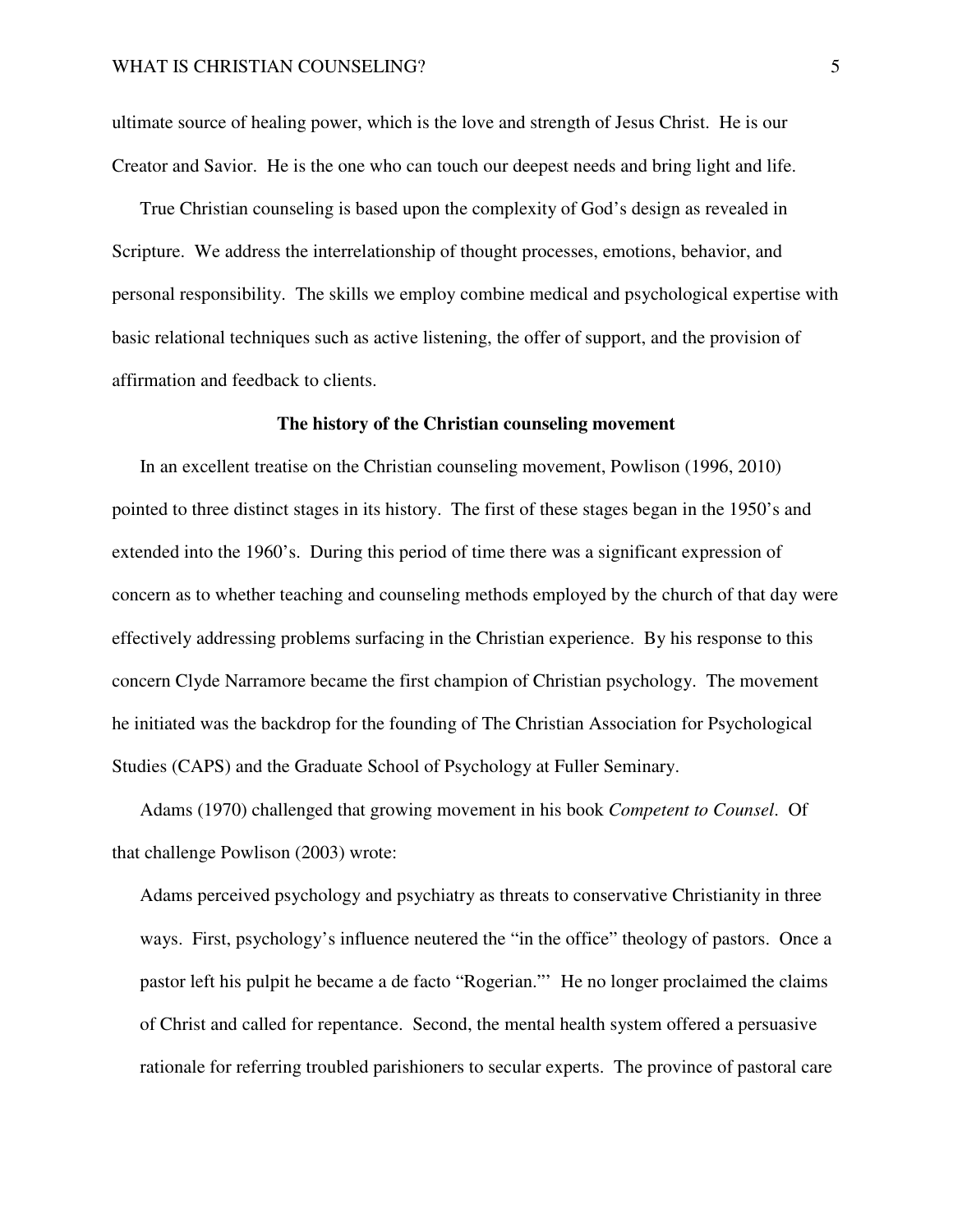ultimate source of healing power, which is the love and strength of Jesus Christ. He is our Creator and Savior. He is the one who can touch our deepest needs and bring light and life.

True Christian counseling is based upon the complexity of God's design as revealed in Scripture. We address the interrelationship of thought processes, emotions, behavior, and personal responsibility. The skills we employ combine medical and psychological expertise with basic relational techniques such as active listening, the offer of support, and the provision of affirmation and feedback to clients.

## The history of the Christian counseling movement

In an excellent treatise on the Christian counseling movement, Powlison (1996, 2010) pointed to three distinct stages in its history. The first of these stages began in the 1950's and extended into the 1960's. During this period of time there was a significant expression of concern as to whether teaching and counseling methods employed by the church of that day were effectively addressing problems surfacing in the Christian experience. By his response to this concern Clyde Narramore became the first champion of Christian psychology. The movement he initiated was the backdrop for the founding of The Christian Association for Psychological Studies (CAPS) and the Graduate School of Psychology at Fuller Seminary.

Adams (1970) challenged that growing movement in his book *Competent to Counsel*. Of that challenge Powlison (2003) wrote:

> Adams perceived psychology and psychiatry as threats to conservative Christianity in three ways. First, psychology's influence neutered the "in the office" theology of pastors. Once a pastor left his pulpit he became a de facto "Rogerian."' He no longer proclaimed the claims of Christ and called for repentance. Second, the mental health system offered a persuasive rationale for referring troubled parishioners to secular experts. The province of pastoral care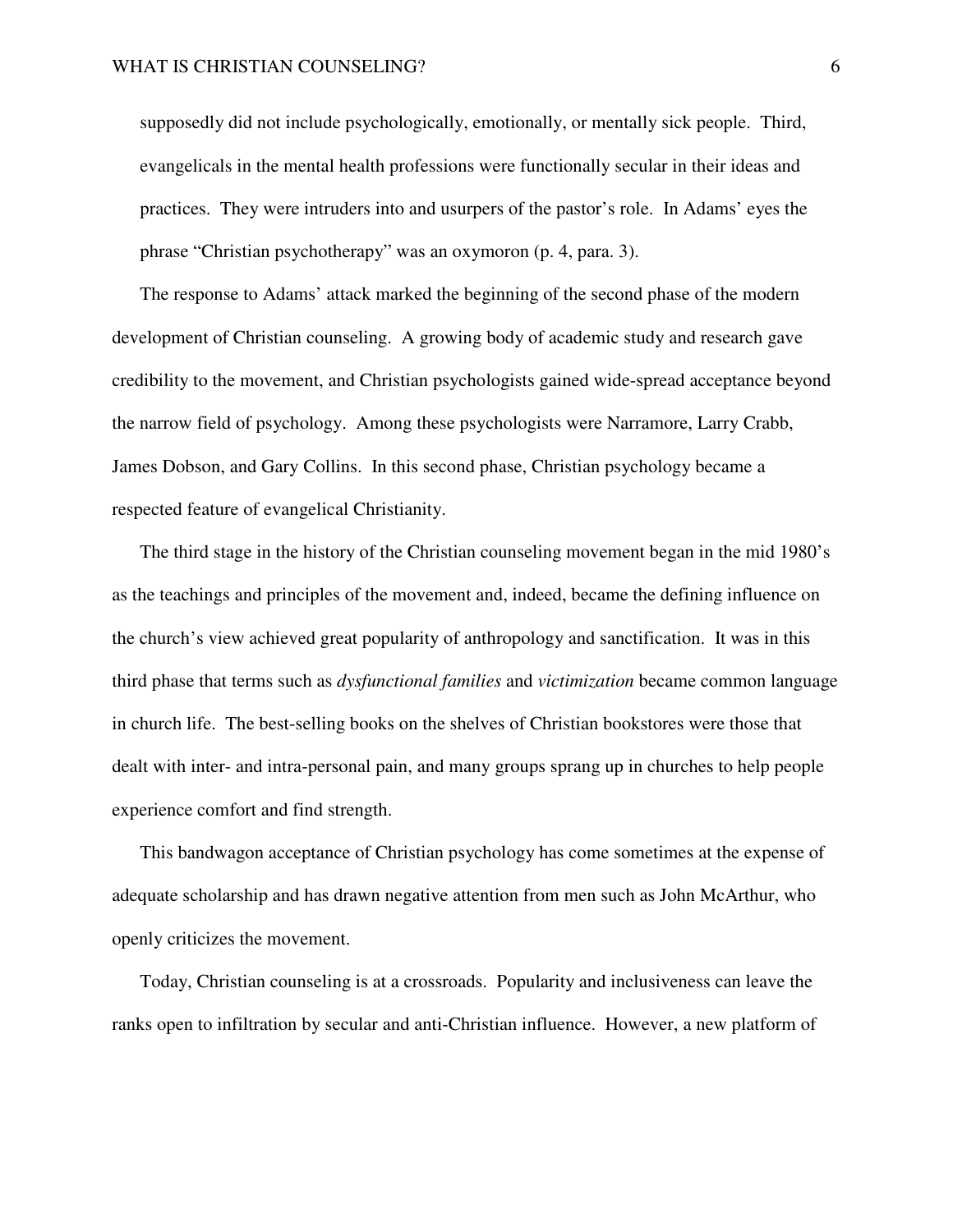supposedly did not include psychologically, emotionally, or mentally sick people. Third, evangelicals in the mental health professions were functionally secular in their ideas and practices. They were intruders into and usurpers of the pastor's role. In Adams' eyes the phrase "Christian psychotherapy" was an oxymoron (p. 4, para. 3).

The response to Adams' attack marked the beginning of the second phase of the modern development of Christian counseling. A growing body of academic study and research gave credibility to the movement, and Christian psychologists gained wide-spread acceptance beyond the narrow field of psychology. Among these psychologists were Narramore, Larry Crabb, James Dobson, and Gary Collins. In this second phase, Christian psychology became a respected feature of evangelical Christianity.

The third stage in the history of the Christian counseling movement began in the mid 1980's as the teachings and principles of the movement and, indeed, became the defining influence on the church's view achieved great popularity of anthropology and sanctification. It was in this third phase that terms such as *dysfunctional families* and *victimization* became common language in church life. The best-selling books on the shelves of Christian bookstores were those that dealt with inter- and intra-personal pain, and many groups sprang up in churches to help people experience comfort and find strength.

This bandwagon acceptance of Christian psychology has come sometimes at the expense of adequate scholarship and has drawn negative attention from men such as John McArthur, who openly criticizes the movement.

Today, Christian counseling is at a crossroads. Popularity and inclusiveness can leave the ranks open to infiltration by secular and anti-Christian influence. However, a new platform of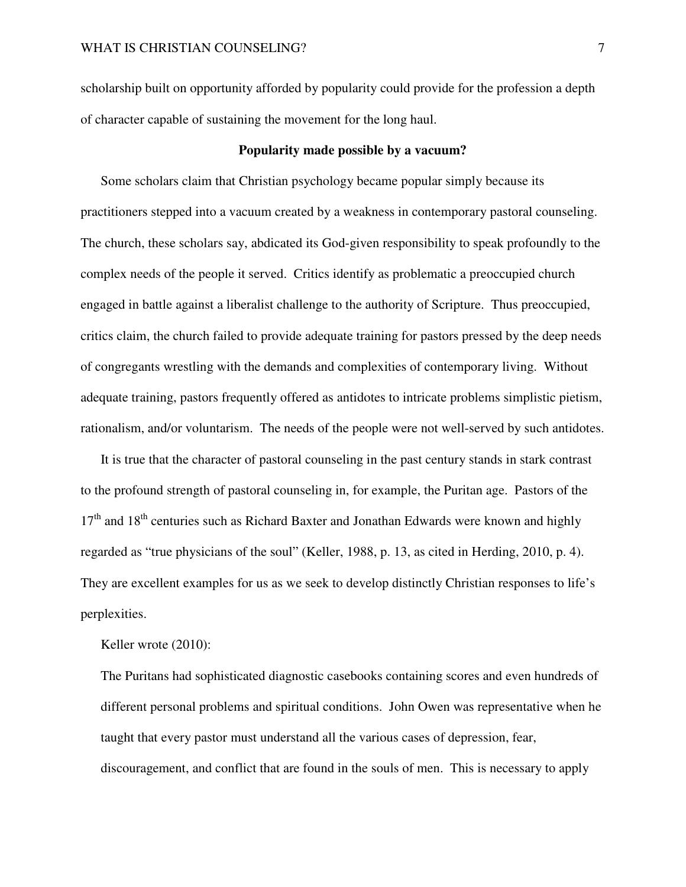scholarship built on opportunity afforded by popularity could provide for the profession a depth of character capable of sustaining the movement for the long haul.

## Popularity made possible by a vacuum?

Some scholars claim that Christian psychology became popular simply because its practitioners stepped into a vacuum created by a weakness in contemporary pastoral counseling. The church, these scholars say, abdicated its God-given responsibility to speak profoundly to the complex needs of the people it served. Critics identify as problematic a preoccupied church engaged in battle against a liberalist challenge to the authority of Scripture. Thus preoccupied, critics claim, the church failed to provide adequate training for pastors pressed by the deep needs of congregants wrestling with the demands and complexities of contemporary living. Without adequate training, pastors frequently offered as antidotes to intricate problems simplistic pietism, rationalism, and/or voluntarism. The needs of the people were not well-served by such antidotes.

It is true that the character of pastoral counseling in the past century stands in stark contrast to the profound strength of pastoral counseling in, for example, the Puritan age. Pastors of the 17th and 18th centuries such as Richard Baxter and Jonathan Edwards were known and highly regarded as "true physicians of the soul" (Keller, 1988, p. 13, as cited in Herding, 2010, p. 4). They are excellent examples for us as we seek to develop distinctly Christian responses to life's perplexities.

Keller wrote (2010):

> The Puritans had sophisticated diagnostic casebooks containing scores and even hundreds of different personal problems and spiritual conditions. John Owen was representative when he taught that every pastor must understand all the various cases of depression, fear, discouragement, and conflict that are found in the souls of men. This is necessary to apply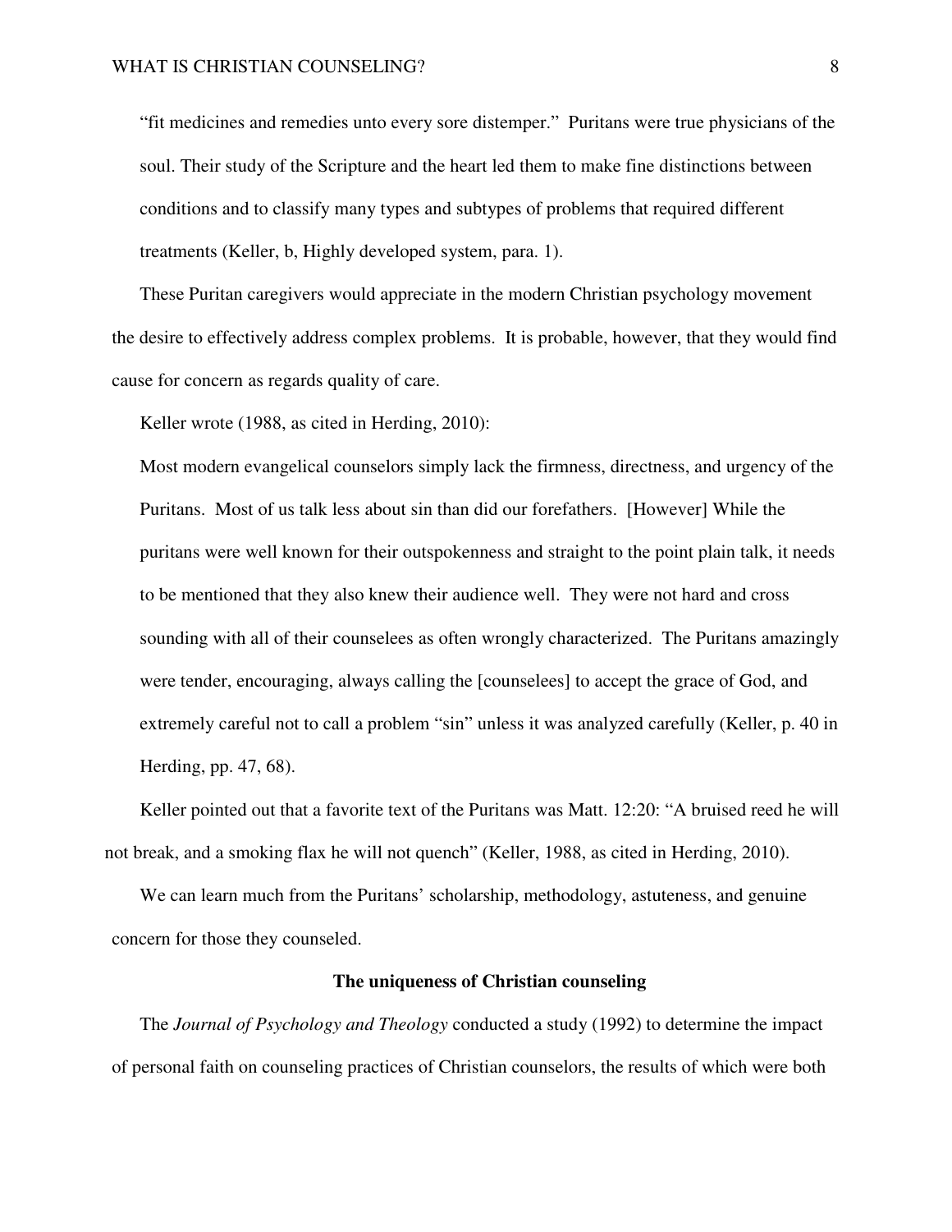"fit medicines and remedies unto every sore distemper." Puritans were true physicians of the soul. Their study of the Scripture and the heart led them to make fine distinctions between conditions and to classify many types and subtypes of problems that required different treatments (Keller, b, Highly developed system, para. 1).

These Puritan caregivers would appreciate in the modern Christian psychology movement the desire to effectively address complex problems. It is probable, however, that they would find cause for concern as regards quality of care.

Keller wrote (1988, as cited in Herding, 2010):

> Most modern evangelical counselors simply lack the firmness, directness, and urgency of the Puritans. Most of us talk less about sin than did our forefathers. [However] While the puritans were well known for their outspokenness and straight to the point plain talk, it needs to be mentioned that they also knew their audience well. They were not hard and cross sounding with all of their counselees as often wrongly characterized. The Puritans amazingly were tender, encouraging, always calling the [counselees] to accept the grace of God, and extremely careful not to call a problem "sin" unless it was analyzed carefully (Keller, p. 40 in Herding, pp. 47, 68).

Keller pointed out that a favorite text of the Puritans was Matt. 12:20: "A bruised reed he will not break, and a smoking flax he will not quench" (Keller, 1988, as cited in Herding, 2010).

We can learn much from the Puritans' scholarship, methodology, astuteness, and genuine concern for those they counseled.

## The uniqueness of Christian counseling

The *Journal of Psychology and Theology* conducted a study (1992) to determine the impact of personal faith on counseling practices of Christian counselors, the results of which were both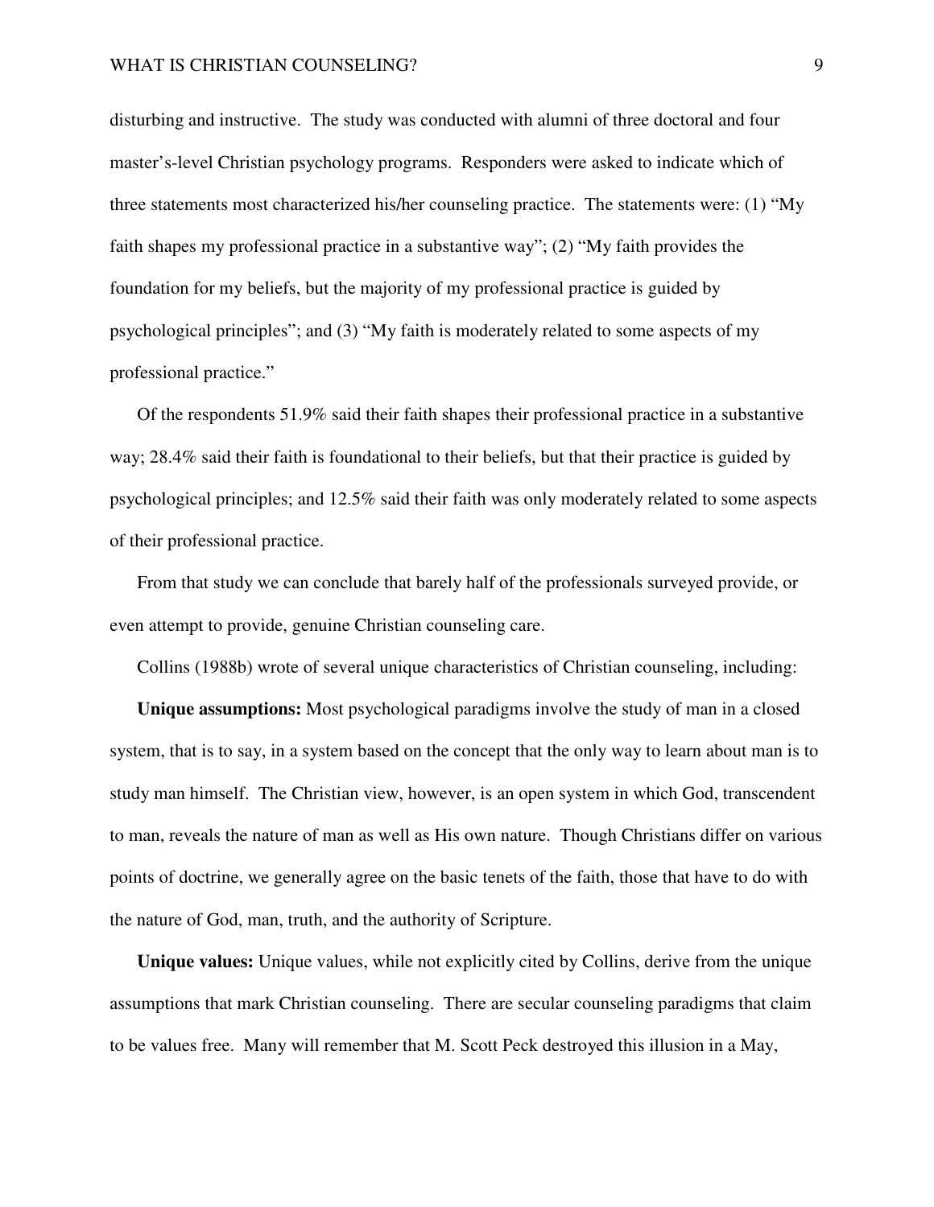disturbing and instructive. The study was conducted with alumni of three doctoral and four master's-level Christian psychology programs. Responders were asked to indicate which of three statements most characterized his/her counseling practice. The statements were: (1) "My faith shapes my professional practice in a substantive way"; (2) "My faith provides the foundation for my beliefs, but the majority of my professional practice is guided by psychological principles"; and (3) "My faith is moderately related to some aspects of my professional practice."

Of the respondents 51.9% said their faith shapes their professional practice in a substantive way; 28.4% said their faith is foundational to their beliefs, but that their practice is guided by psychological principles; and 12.5% said their faith was only moderately related to some aspects of their professional practice.

From that study we can conclude that barely half of the professionals surveyed provide, or even attempt to provide, genuine Christian counseling care.

Collins (1988b) wrote of several unique characteristics of Christian counseling, including:

**Unique assumptions:** Most psychological paradigms involve the study of man in a closed system, that is to say, in a system based on the concept that the only way to learn about man is to study man himself. The Christian view, however, is an open system in which God, transcendent to man, reveals the nature of man as well as His own nature. Though Christians differ on various points of doctrine, we generally agree on the basic tenets of the faith, those that have to do with the nature of God, man, truth, and the authority of Scripture.

**Unique values:** Unique values, while not explicitly cited by Collins, derive from the unique assumptions that mark Christian counseling. There are secular counseling paradigms that claim to be values free. Many will remember that M. Scott Peck destroyed this illusion in a May,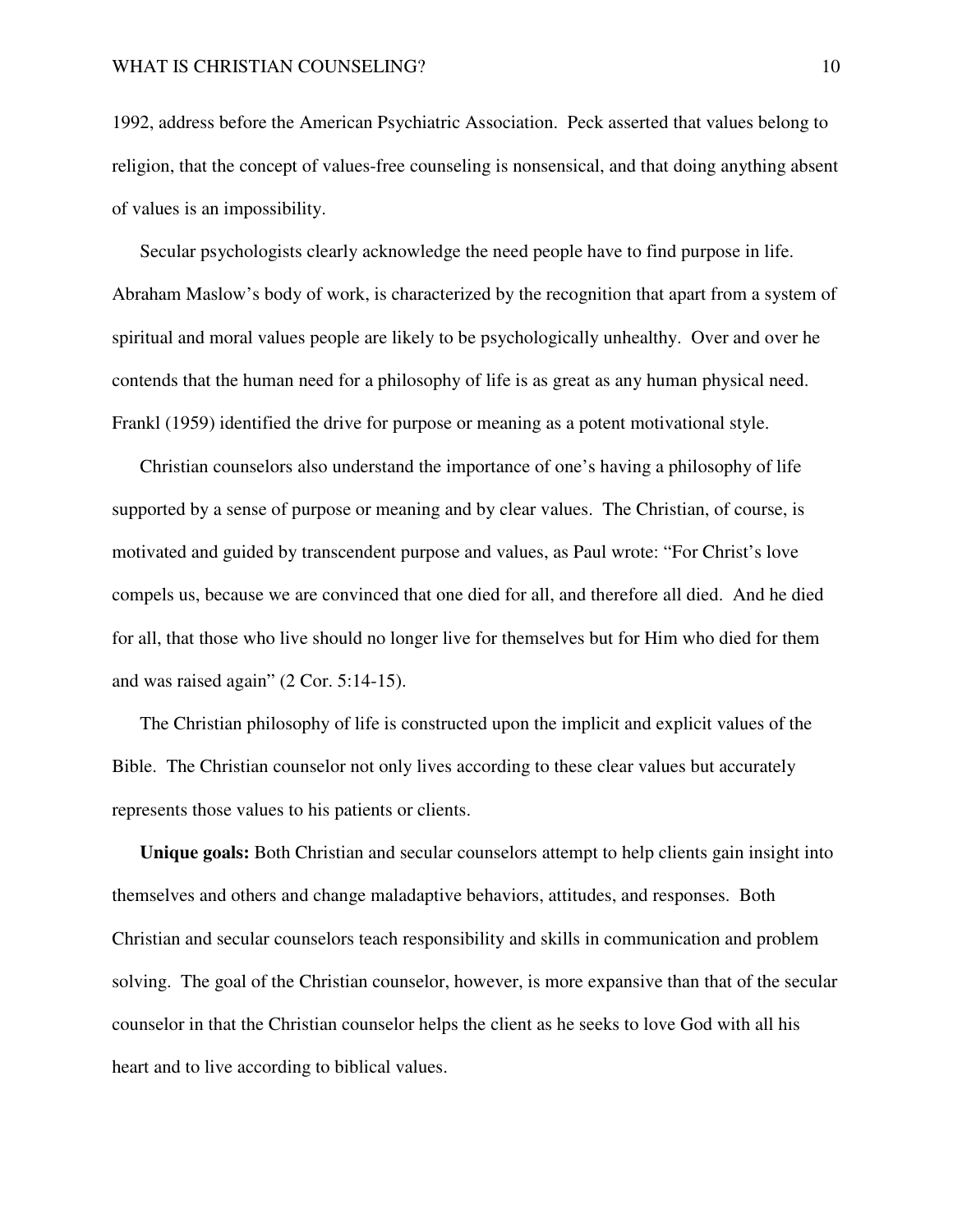1992, address before the American Psychiatric Association. Peck asserted that values belong to religion, that the concept of values-free counseling is nonsensical, and that doing anything absent of values is an impossibility.

Secular psychologists clearly acknowledge the need people have to find purpose in life. Abraham Maslow's body of work, is characterized by the recognition that apart from a system of spiritual and moral values people are likely to be psychologically unhealthy. Over and over he contends that the human need for a philosophy of life is as great as any human physical need. Frankl (1959) identified the drive for purpose or meaning as a potent motivational style.

Christian counselors also understand the importance of one's having a philosophy of life supported by a sense of purpose or meaning and by clear values. The Christian, of course, is motivated and guided by transcendent purpose and values, as Paul wrote: "For Christ's love compels us, because we are convinced that one died for all, and therefore all died. And he died for all, that those who live should no longer live for themselves but for Him who died for them and was raised again" (2 Cor. 5:14-15).

The Christian philosophy of life is constructed upon the implicit and explicit values of the Bible. The Christian counselor not only lives according to these clear values but accurately represents those values to his patients or clients.

**Unique goals:** Both Christian and secular counselors attempt to help clients gain insight into themselves and others and change maladaptive behaviors, attitudes, and responses. Both Christian and secular counselors teach responsibility and skills in communication and problem solving. The goal of the Christian counselor, however, is more expansive than that of the secular counselor in that the Christian counselor helps the client as he seeks to love God with all his heart and to live according to biblical values.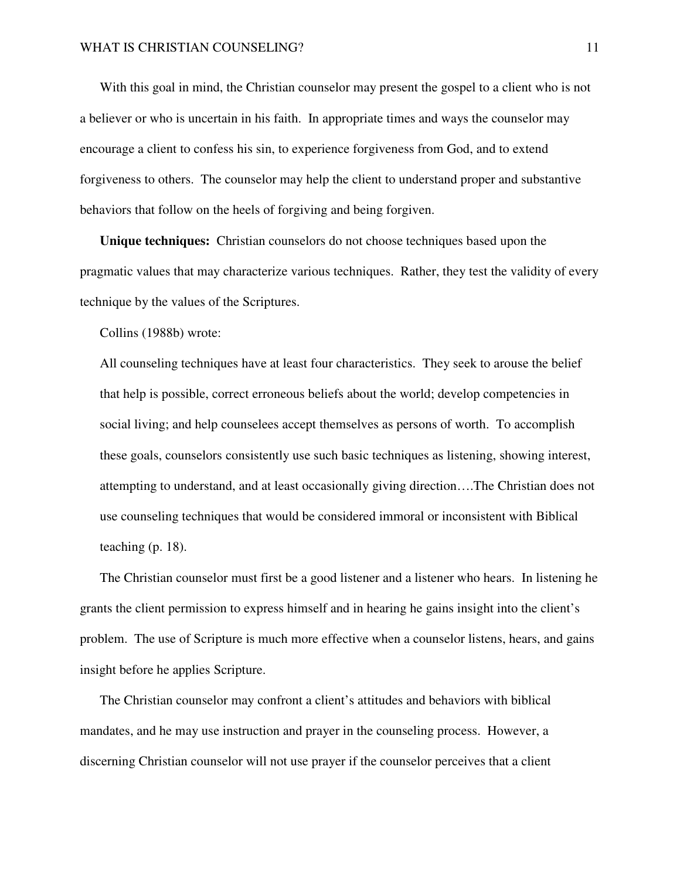With this goal in mind, the Christian counselor may present the gospel to a client who is not a believer or who is uncertain in his faith. In appropriate times and ways the counselor may encourage a client to confess his sin, to experience forgiveness from God, and to extend forgiveness to others. The counselor may help the client to understand proper and substantive behaviors that follow on the heels of forgiving and being forgiven.

**Unique techniques:** Christian counselors do not choose techniques based upon the pragmatic values that may characterize various techniques. Rather, they test the validity of every technique by the values of the Scriptures.

Collins (1988b) wrote:

> All counseling techniques have at least four characteristics. They seek to arouse the belief that help is possible, correct erroneous beliefs about the world; develop competencies in social living; and help counselees accept themselves as persons of worth. To accomplish these goals, counselors consistently use such basic techniques as listening, showing interest, attempting to understand, and at least occasionally giving direction….The Christian does not use counseling techniques that would be considered immoral or inconsistent with Biblical teaching (p. 18).

The Christian counselor must first be a good listener and a listener who hears. In listening he grants the client permission to express himself and in hearing he gains insight into the client's problem. The use of Scripture is much more effective when a counselor listens, hears, and gains insight before he applies Scripture.

The Christian counselor may confront a client's attitudes and behaviors with biblical mandates, and he may use instruction and prayer in the counseling process. However, a discerning Christian counselor will not use prayer if the counselor perceives that a client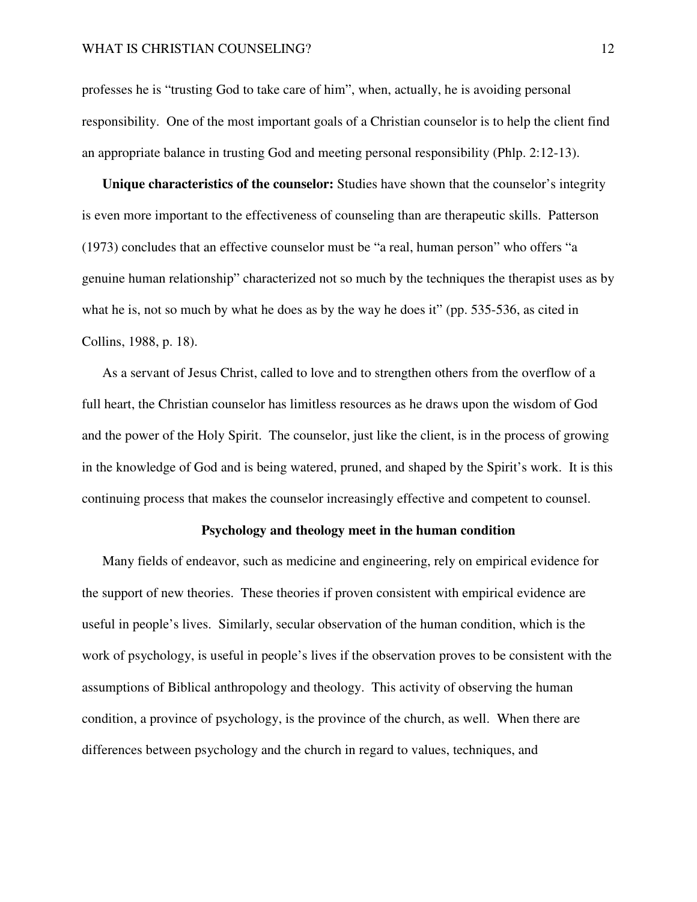professes he is "trusting God to take care of him", when, actually, he is avoiding personal responsibility. One of the most important goals of a Christian counselor is to help the client find an appropriate balance in trusting God and meeting personal responsibility (Phlp. 2:12-13).

**Unique characteristics of the counselor:** Studies have shown that the counselor's integrity is even more important to the effectiveness of counseling than are therapeutic skills. Patterson (1973) concludes that an effective counselor must be "a real, human person" who offers "a genuine human relationship" characterized not so much by the techniques the therapist uses as by what he is, not so much by what he does as by the way he does it" (pp. 535-536, as cited in Collins, 1988, p. 18).

As a servant of Jesus Christ, called to love and to strengthen others from the overflow of a full heart, the Christian counselor has limitless resources as he draws upon the wisdom of God and the power of the Holy Spirit. The counselor, just like the client, is in the process of growing in the knowledge of God and is being watered, pruned, and shaped by the Spirit's work. It is this continuing process that makes the counselor increasingly effective and competent to counsel.

## Psychology and theology meet in the human condition

Many fields of endeavor, such as medicine and engineering, rely on empirical evidence for the support of new theories. These theories if proven consistent with empirical evidence are useful in people's lives. Similarly, secular observation of the human condition, which is the work of psychology, is useful in people's lives if the observation proves to be consistent with the assumptions of Biblical anthropology and theology. This activity of observing the human condition, a province of psychology, is the province of the church, as well. When there are differences between psychology and the church in regard to values, techniques, and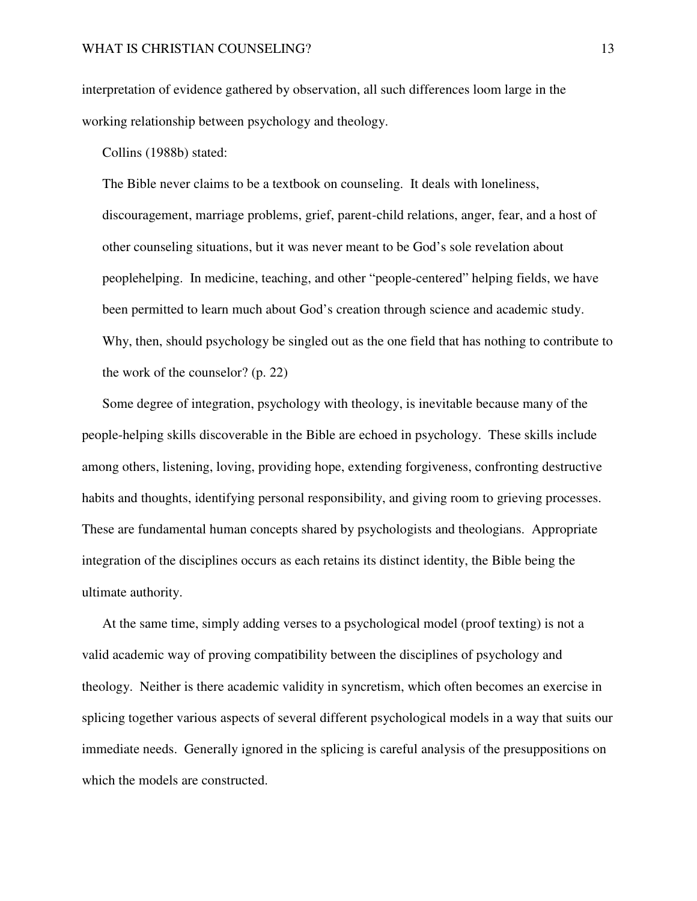interpretation of evidence gathered by observation, all such differences loom large in the working relationship between psychology and theology.

Collins (1988b) stated:

> The Bible never claims to be a textbook on counseling. It deals with loneliness, discouragement, marriage problems, grief, parent-child relations, anger, fear, and a host of other counseling situations, but it was never meant to be God's sole revelation about peoplehelping. In medicine, teaching, and other "people-centered" helping fields, we have been permitted to learn much about God's creation through science and academic study. Why, then, should psychology be singled out as the one field that has nothing to contribute to the work of the counselor? (p. 22)

Some degree of integration, psychology with theology, is inevitable because many of the people-helping skills discoverable in the Bible are echoed in psychology. These skills include among others, listening, loving, providing hope, extending forgiveness, confronting destructive habits and thoughts, identifying personal responsibility, and giving room to grieving processes. These are fundamental human concepts shared by psychologists and theologians. Appropriate integration of the disciplines occurs as each retains its distinct identity, the Bible being the ultimate authority.

At the same time, simply adding verses to a psychological model (proof texting) is not a valid academic way of proving compatibility between the disciplines of psychology and theology. Neither is there academic validity in syncretism, which often becomes an exercise in splicing together various aspects of several different psychological models in a way that suits our immediate needs. Generally ignored in the splicing is careful analysis of the presuppositions on which the models are constructed.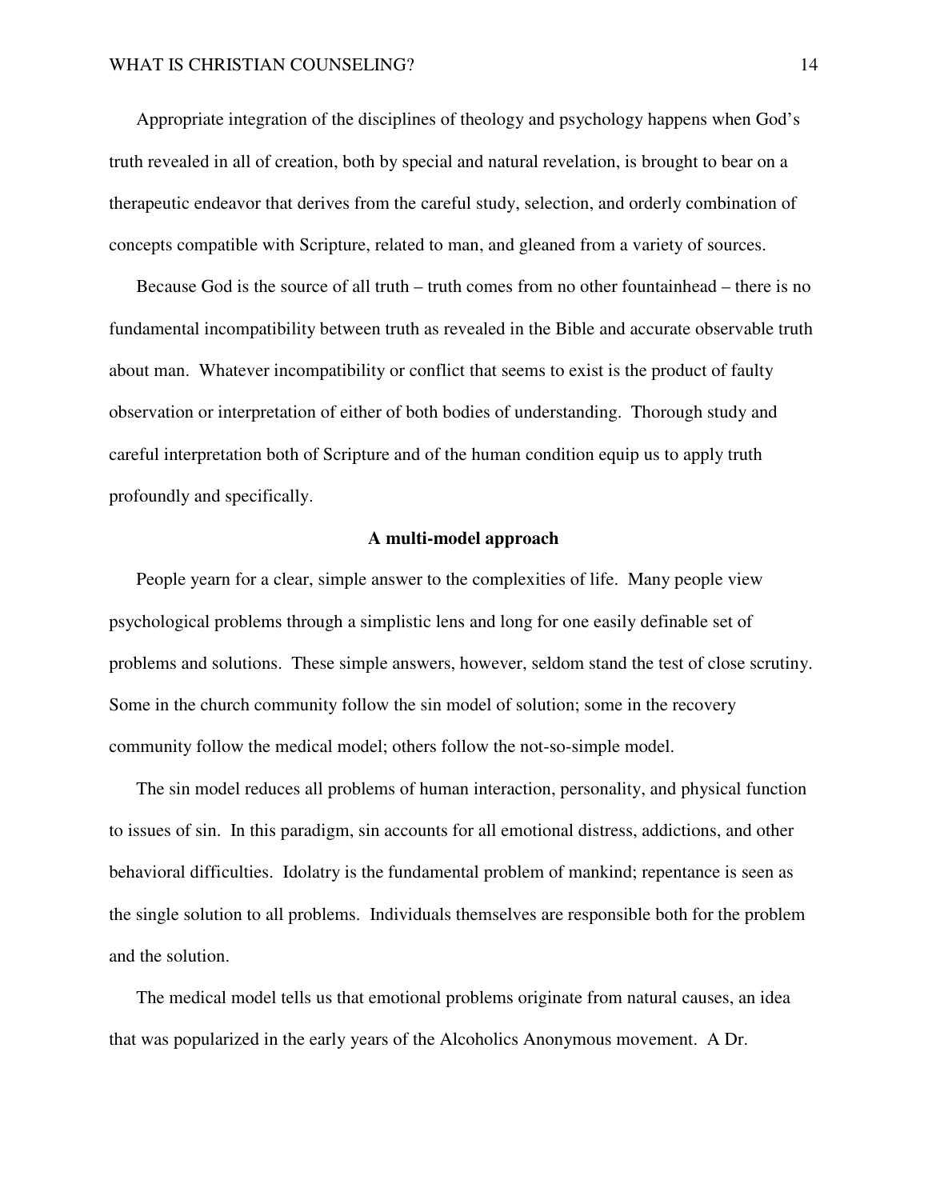Appropriate integration of the disciplines of theology and psychology happens when God's truth revealed in all of creation, both by special and natural revelation, is brought to bear on a therapeutic endeavor that derives from the careful study, selection, and orderly combination of concepts compatible with Scripture, related to man, and gleaned from a variety of sources.

Because God is the source of all truth – truth comes from no other fountainhead – there is no fundamental incompatibility between truth as revealed in the Bible and accurate observable truth about man. Whatever incompatibility or conflict that seems to exist is the product of faulty observation or interpretation of either of both bodies of understanding. Thorough study and careful interpretation both of Scripture and of the human condition equip us to apply truth profoundly and specifically.

## A multi-model approach

People yearn for a clear, simple answer to the complexities of life. Many people view psychological problems through a simplistic lens and long for one easily definable set of problems and solutions. These simple answers, however, seldom stand the test of close scrutiny. Some in the church community follow the sin model of solution; some in the recovery community follow the medical model; others follow the not-so-simple model.

The sin model reduces all problems of human interaction, personality, and physical function to issues of sin. In this paradigm, sin accounts for all emotional distress, addictions, and other behavioral difficulties. Idolatry is the fundamental problem of mankind; repentance is seen as the single solution to all problems. Individuals themselves are responsible both for the problem and the solution.

The medical model tells us that emotional problems originate from natural causes, an idea that was popularized in the early years of the Alcoholics Anonymous movement. A Dr.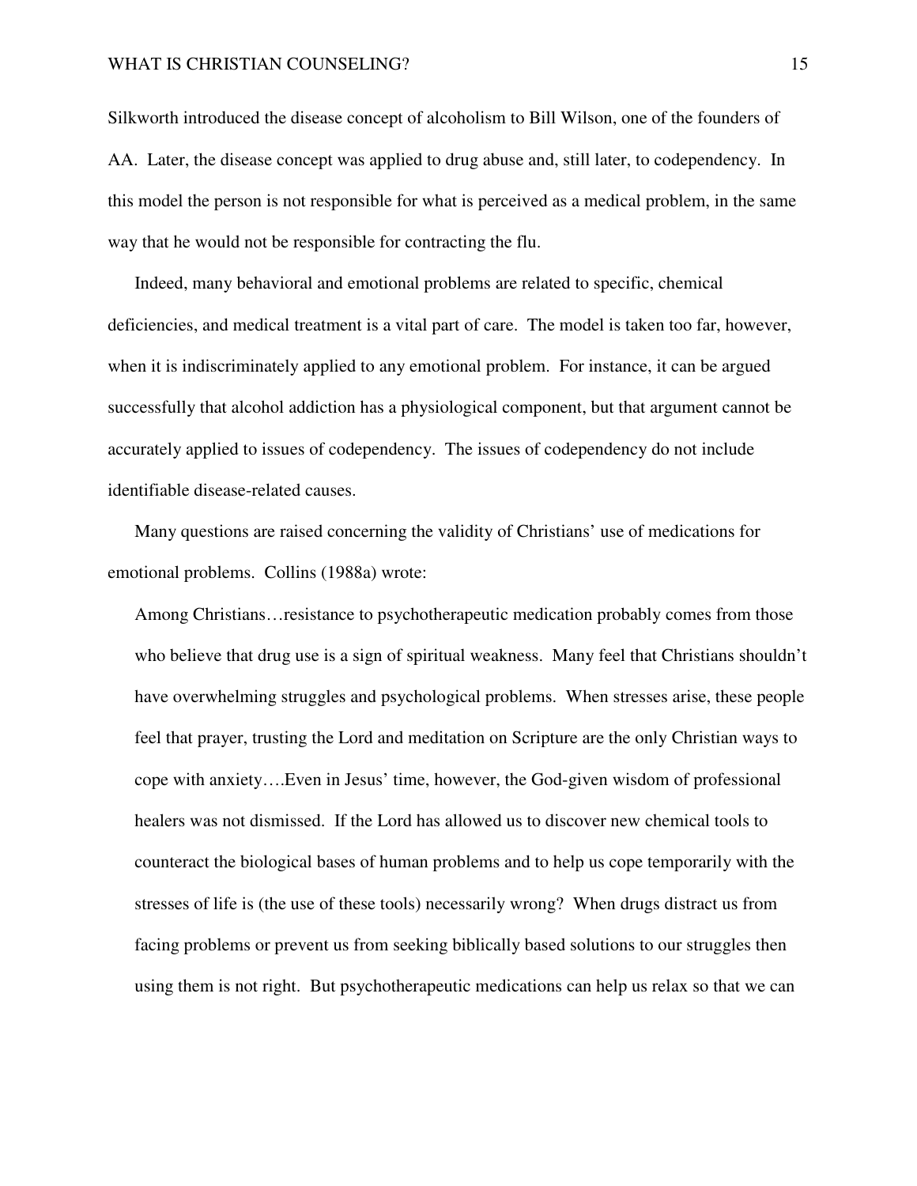Silkworth introduced the disease concept of alcoholism to Bill Wilson, one of the founders of AA. Later, the disease concept was applied to drug abuse and, still later, to codependency. In this model the person is not responsible for what is perceived as a medical problem, in the same way that he would not be responsible for contracting the flu.

Indeed, many behavioral and emotional problems are related to specific, chemical deficiencies, and medical treatment is a vital part of care. The model is taken too far, however, when it is indiscriminately applied to any emotional problem. For instance, it can be argued successfully that alcohol addiction has a physiological component, but that argument cannot be accurately applied to issues of codependency. The issues of codependency do not include identifiable disease-related causes.

Many questions are raised concerning the validity of Christians' use of medications for emotional problems. Collins (1988a) wrote:

> Among Christians…resistance to psychotherapeutic medication probably comes from those who believe that drug use is a sign of spiritual weakness. Many feel that Christians shouldn't have overwhelming struggles and psychological problems. When stresses arise, these people feel that prayer, trusting the Lord and meditation on Scripture are the only Christian ways to cope with anxiety….Even in Jesus' time, however, the God-given wisdom of professional healers was not dismissed. If the Lord has allowed us to discover new chemical tools to counteract the biological bases of human problems and to help us cope temporarily with the stresses of life is (the use of these tools) necessarily wrong? When drugs distract us from facing problems or prevent us from seeking biblically based solutions to our struggles then using them is not right. But psychotherapeutic medications can help us relax so that we can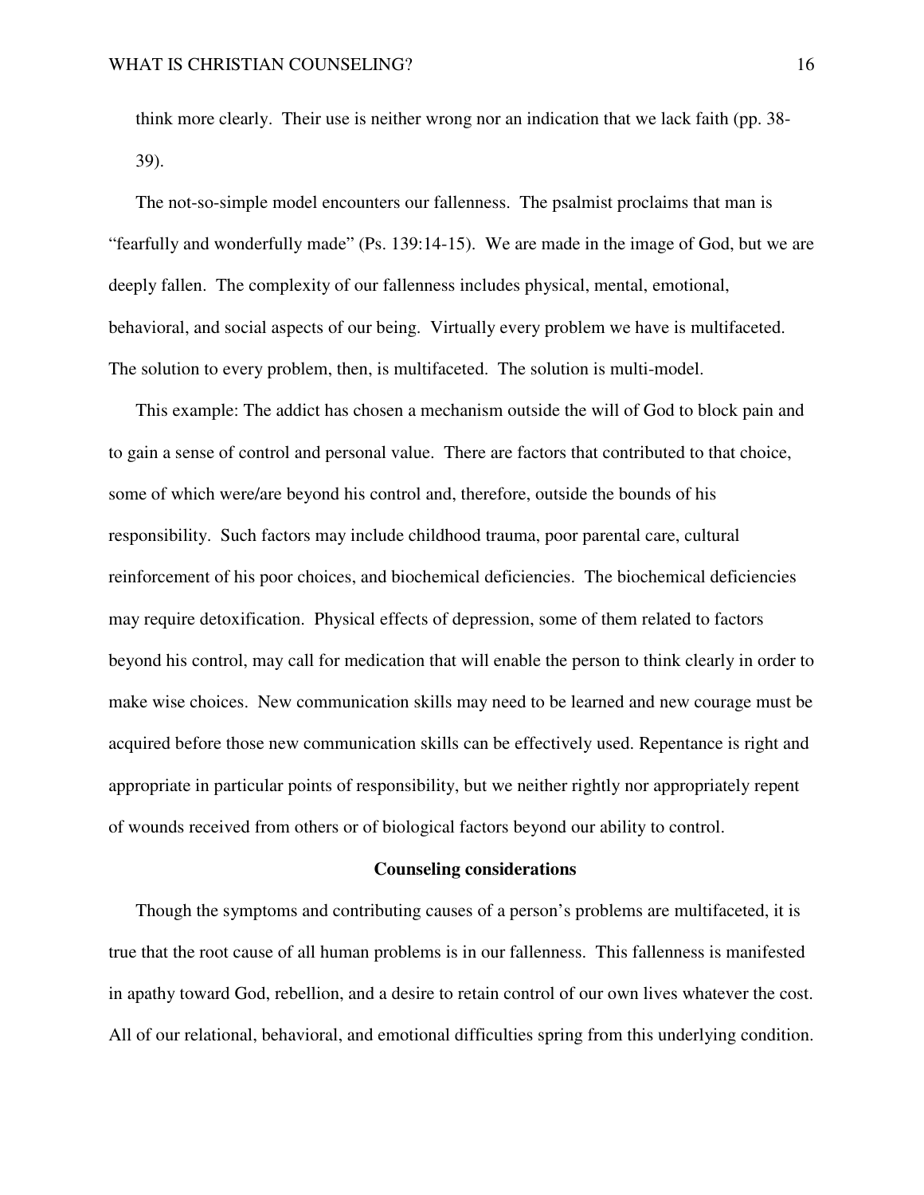think more clearly. Their use is neither wrong nor an indication that we lack faith (pp. 38-39).

The not-so-simple model encounters our fallenness. The psalmist proclaims that man is "fearfully and wonderfully made" (Ps. 139:14-15). We are made in the image of God, but we are deeply fallen. The complexity of our fallenness includes physical, mental, emotional, behavioral, and social aspects of our being. Virtually every problem we have is multifaceted. The solution to every problem, then, is multifaceted. The solution is multi-model.

This example: The addict has chosen a mechanism outside the will of God to block pain and to gain a sense of control and personal value. There are factors that contributed to that choice, some of which were/are beyond his control and, therefore, outside the bounds of his responsibility. Such factors may include childhood trauma, poor parental care, cultural reinforcement of his poor choices, and biochemical deficiencies. The biochemical deficiencies may require detoxification. Physical effects of depression, some of them related to factors beyond his control, may call for medication that will enable the person to think clearly in order to make wise choices. New communication skills may need to be learned and new courage must be acquired before those new communication skills can be effectively used. Repentance is right and appropriate in particular points of responsibility, but we neither rightly nor appropriately repent of wounds received from others or of biological factors beyond our ability to control.

## Counseling considerations

Though the symptoms and contributing causes of a person's problems are multifaceted, it is true that the root cause of all human problems is in our fallenness. This fallenness is manifested in apathy toward God, rebellion, and a desire to retain control of our own lives whatever the cost. All of our relational, behavioral, and emotional difficulties spring from this underlying condition.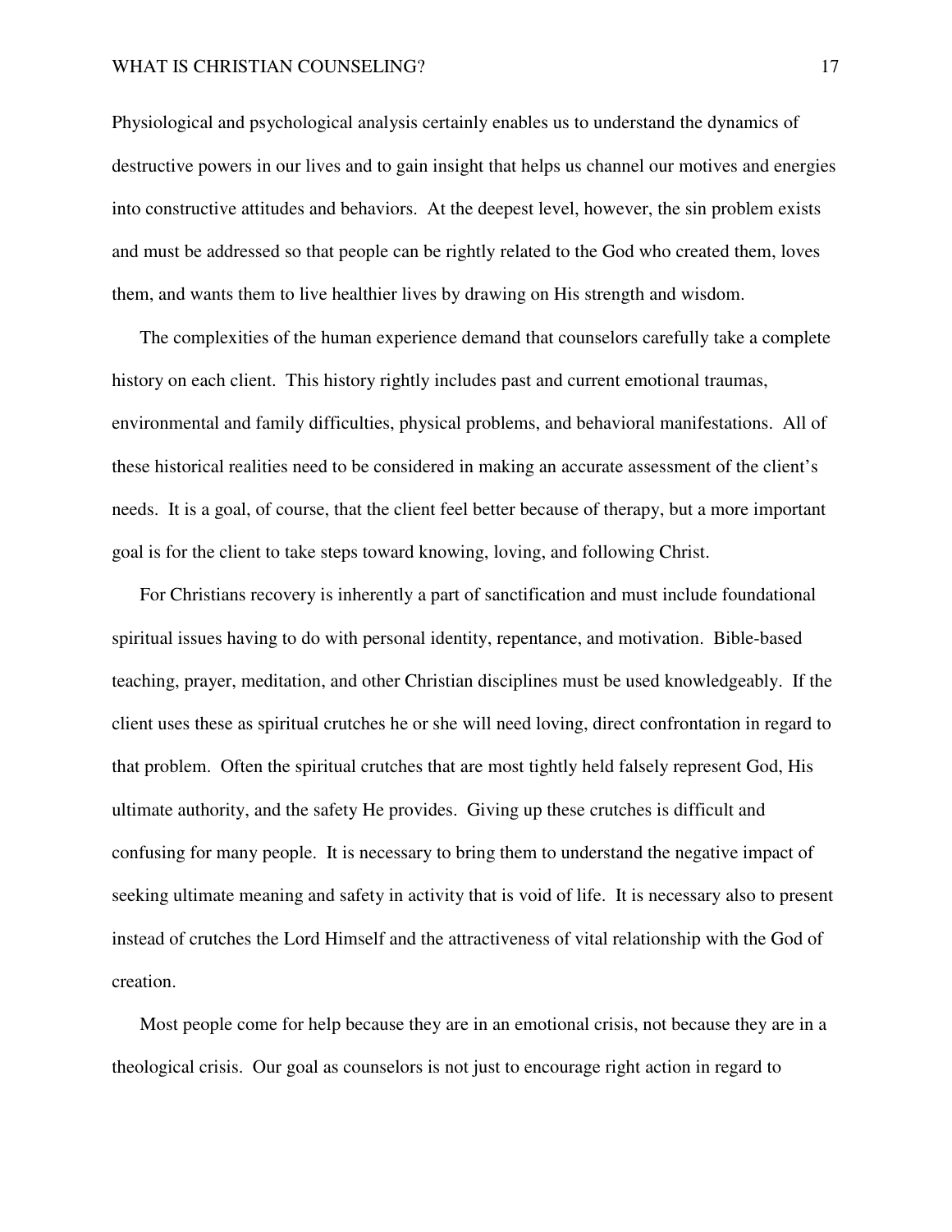Physiological and psychological analysis certainly enables us to understand the dynamics of destructive powers in our lives and to gain insight that helps us channel our motives and energies into constructive attitudes and behaviors. At the deepest level, however, the sin problem exists and must be addressed so that people can be rightly related to the God who created them, loves them, and wants them to live healthier lives by drawing on His strength and wisdom.

The complexities of the human experience demand that counselors carefully take a complete history on each client. This history rightly includes past and current emotional traumas, environmental and family difficulties, physical problems, and behavioral manifestations. All of these historical realities need to be considered in making an accurate assessment of the client's needs. It is a goal, of course, that the client feel better because of therapy, but a more important goal is for the client to take steps toward knowing, loving, and following Christ.

For Christians recovery is inherently a part of sanctification and must include foundational spiritual issues having to do with personal identity, repentance, and motivation. Bible-based teaching, prayer, meditation, and other Christian disciplines must be used knowledgeably. If the client uses these as spiritual crutches he or she will need loving, direct confrontation in regard to that problem. Often the spiritual crutches that are most tightly held falsely represent God, His ultimate authority, and the safety He provides. Giving up these crutches is difficult and confusing for many people. It is necessary to bring them to understand the negative impact of seeking ultimate meaning and safety in activity that is void of life. It is necessary also to present instead of crutches the Lord Himself and the attractiveness of vital relationship with the God of creation.

Most people come for help because they are in an emotional crisis, not because they are in a theological crisis. Our goal as counselors is not just to encourage right action in regard to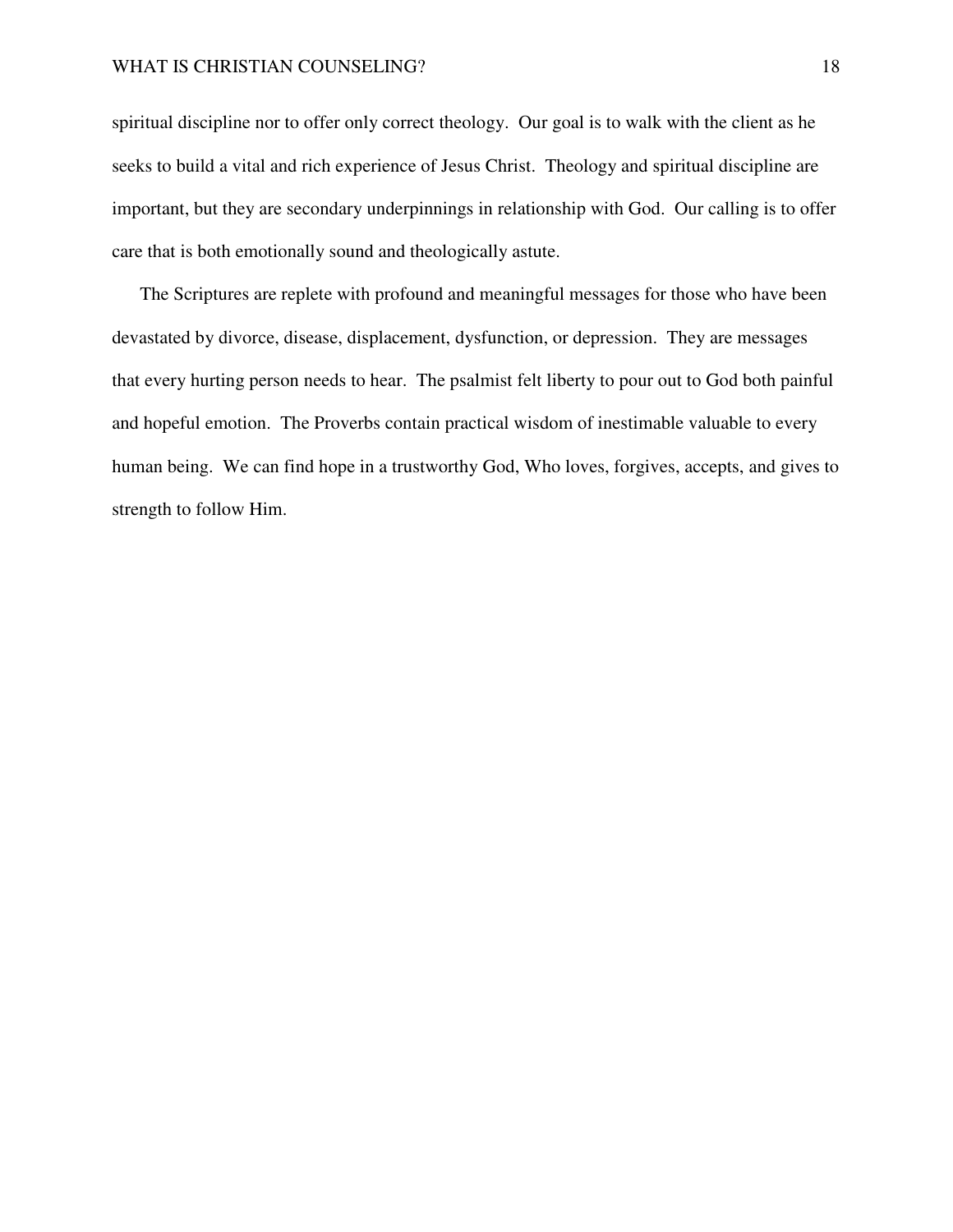spiritual discipline nor to offer only correct theology. Our goal is to walk with the client as he seeks to build a vital and rich experience of Jesus Christ. Theology and spiritual discipline are important, but they are secondary underpinnings in relationship with God. Our calling is to offer care that is both emotionally sound and theologically astute.

The Scriptures are replete with profound and meaningful messages for those who have been devastated by divorce, disease, displacement, dysfunction, or depression. They are messages that every hurting person needs to hear. The psalmist felt liberty to pour out to God both painful and hopeful emotion. The Proverbs contain practical wisdom of inestimable valuable to every human being. We can find hope in a trustworthy God, Who loves, forgives, accepts, and gives to strength to follow Him.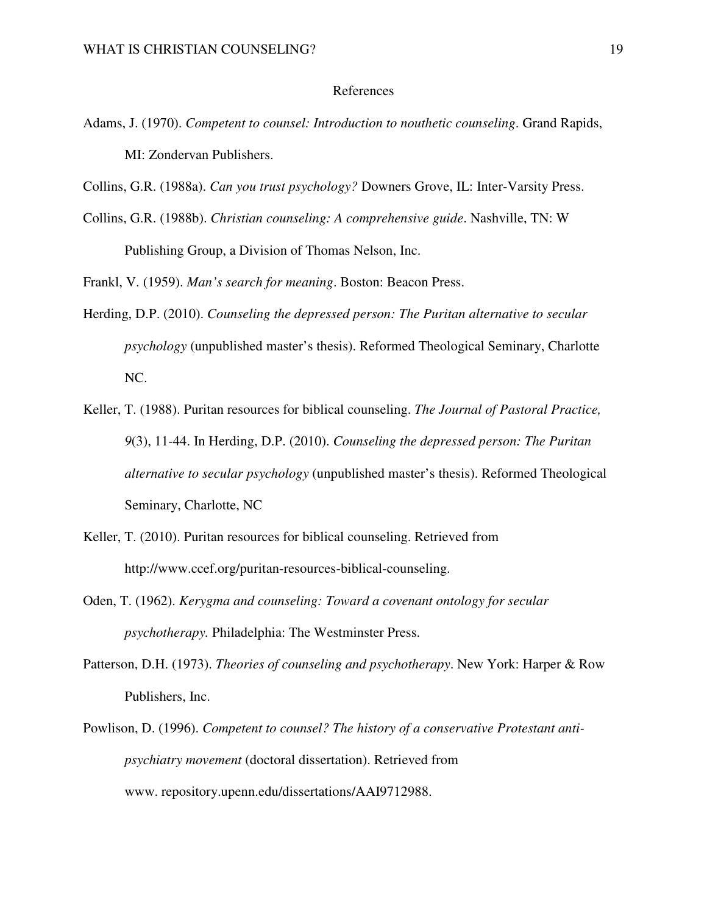# References

Adams, J. (1970). *Competent to counsel: Introduction to nouthetic counseling*. Grand Rapids, MI: Zondervan Publishers.

Collins, G.R. (1988a). *Can you trust psychology?* Downers Grove, IL: Inter-Varsity Press.

Collins, G.R. (1988b). *Christian counseling: A comprehensive guide*. Nashville, TN: W Publishing Group, a Division of Thomas Nelson, Inc.

Frankl, V. (1959). *Man's search for meaning*. Boston: Beacon Press.

Herding, D.P. (2010). *Counseling the depressed person: The Puritan alternative to secular psychology* (unpublished master's thesis). Reformed Theological Seminary, Charlotte NC.

Keller, T. (1988). Puritan resources for biblical counseling. *The Journal of Pastoral Practice, 9*(3), 11-44. In Herding, D.P. (2010). *Counseling the depressed person: The Puritan alternative to secular psychology* (unpublished master's thesis). Reformed Theological Seminary, Charlotte, NC

Keller, T. (2010). Puritan resources for biblical counseling. Retrieved from http://www.ccef.org/puritan-resources-biblical-counseling.

Oden, T. (1962). *Kerygma and counseling: Toward a covenant ontology for secular psychotherapy.* Philadelphia: The Westminster Press.

Patterson, D.H. (1973). *Theories of counseling and psychotherapy*. New York: Harper & Row Publishers, Inc.

Powlison, D. (1996). *Competent to counsel? The history of a conservative Protestant anti-psychiatry movement* (doctoral dissertation). Retrieved from www. repository.upenn.edu/dissertations/AAI9712988.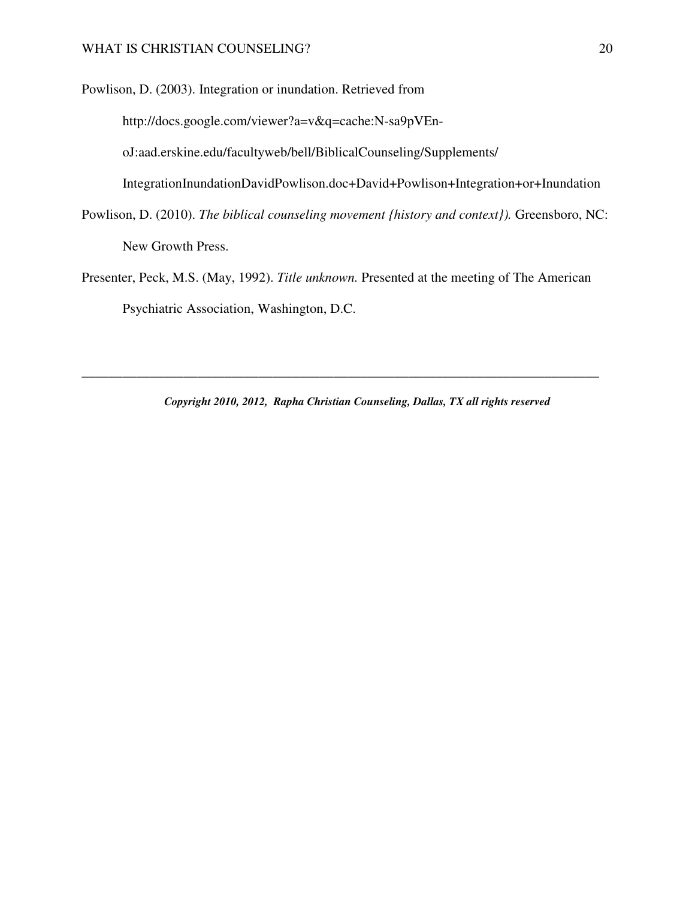Powlison, D. (2003). Integration or inundation. Retrieved from http://docs.google.com/viewer?a=v&q=cache:N-sa9pVEn-oJ:aad.erskine.edu/facultyweb/bell/BiblicalCounseling/Supplements/IntegrationInundationDavidPowlison.doc+David+Powlison+Integration+or+Inundation

Powlison, D. (2010). *The biblical counseling movement {history and context}).* Greensboro, NC: New Growth Press.

Presenter, Peck, M.S. (May, 1992). *Title unknown.* Presented at the meeting of The American Psychiatric Association, Washington, D.C.

---

***Copyright 2010, 2012, Rapha Christian Counseling, Dallas, TX all rights reserved***